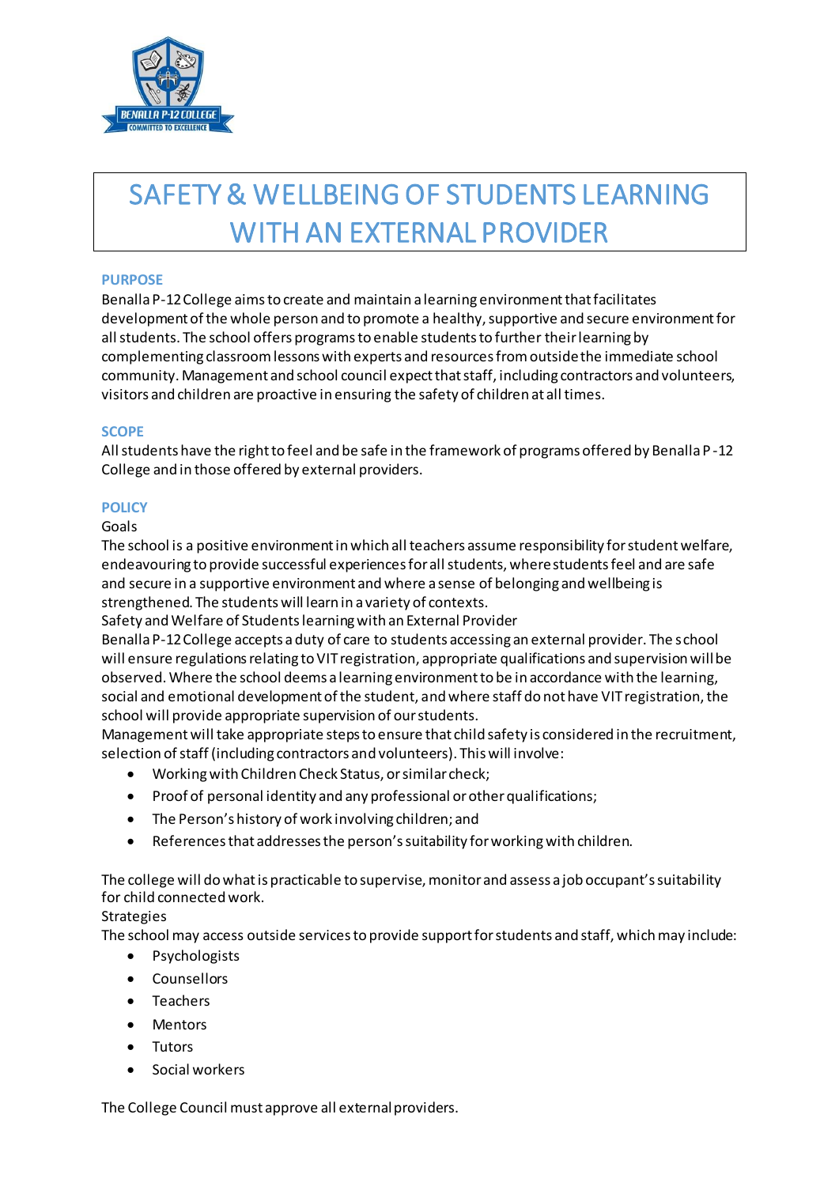# SAFETY & WELLBEING OF STUDENTS LEARNING WITH AN EXTERNAL PROVIDER

## PURPOSE

Benalla P-12 College aims to create and maintain a learning environment that facilitates development of the whole person and to promote a healthy, supportive and secure environment for all students. The school offers programs to enable students to further their learning by complementing classroom lessons with experts and resources from outside the immediate school community. Management and school council expect that staff, including contractors and volunteers, visitors and children are proactive in ensuring the safety of children at all times.

## SCOPE

All students have the right to feel and be safe in the framework of programs offered by Benalla P-12 College and in those offered by external providers.

## POLICY

Goals

The school is a positive environment in which all teachers assume responsibility for student welfare, endeavouring to provide successful experiences for all students, where students feel and are safe and secure in a supportive environment and where a sense of belonging and wellbeing is strengthened. The students will learn in a variety of contexts.

Safety and Welfare of Students learning with an External Provider

Benalla P-12 College accepts a duty of care to students accessing an external provider. The school will ensure regulations relating to VIT registration, appropriate qualifications and supervision will be observed. Where the school deems a learning environment to be in accordance with the learning, social and emotional development of the student, and where staff do not have VIT registration, the school will provide appropriate supervision of our students.

Management will take appropriate steps to ensure that child safety is considered in the recruitment, selection of staff (including contractors and volunteers). This will involve:

- Working with Children Check Status, or similar check;
- Proof of personal identity and any professional or other qualifications;
- The Person's history of work involving children; and
- References that addresses the person's suitability for working with children.

The college will do what is practicable to supervise, monitor and assess a job occupant's suitability for child connected work.

Strategies

The school may access outside services to provide support for students and staff, which may include:

- Psychologists
- Counsellors
- Teachers
- Mentors
- Tutors
- Social workers

The College Council must approve all external providers.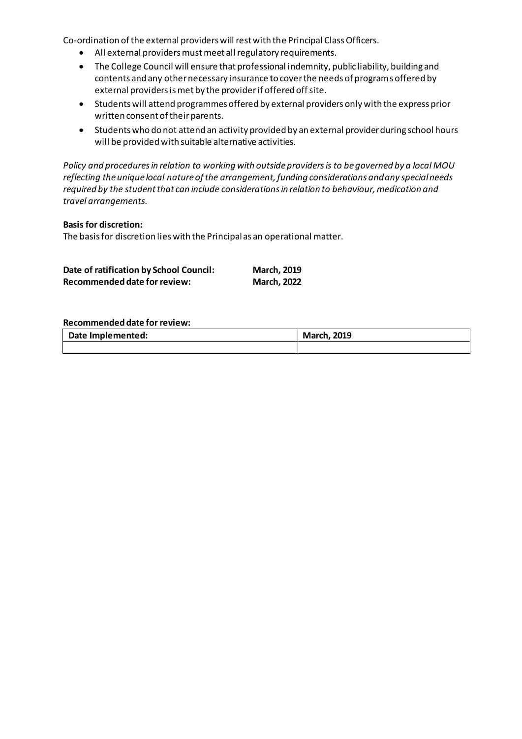Co-ordination of the external providers will rest with the Principal Class Officers.

- All external providers must meet all regulatory requirements.
- The College Council will ensure that professional indemnity, public liability, building and contents and any other necessary insurance to cover the needs of programs offered by external providers is met by the provider if offered off site.
- Students will attend programmes offered by external providers only with the express prior written consent of their parents.
- Students who do not attend an activity provided by an external provider during school hours will be provided with suitable alternative activities.

*Policy and procedures in relation to working with outside providers is to be governed by a local MOU reflecting the unique local nature of the arrangement, funding considerations and any special needs required by the student that can include considerations in relation to behaviour, medication and travel arrangements.*

**Basis for discretion:**
The basis for discretion lies with the Principal as an operational matter.

**Date of ratification by School Council:** **March, 2019**
**Recommended date for review:** **March, 2022**

**Recommended date for review:**

| Date Implemented: | March, 2019 |
| --- | --- |
| | |